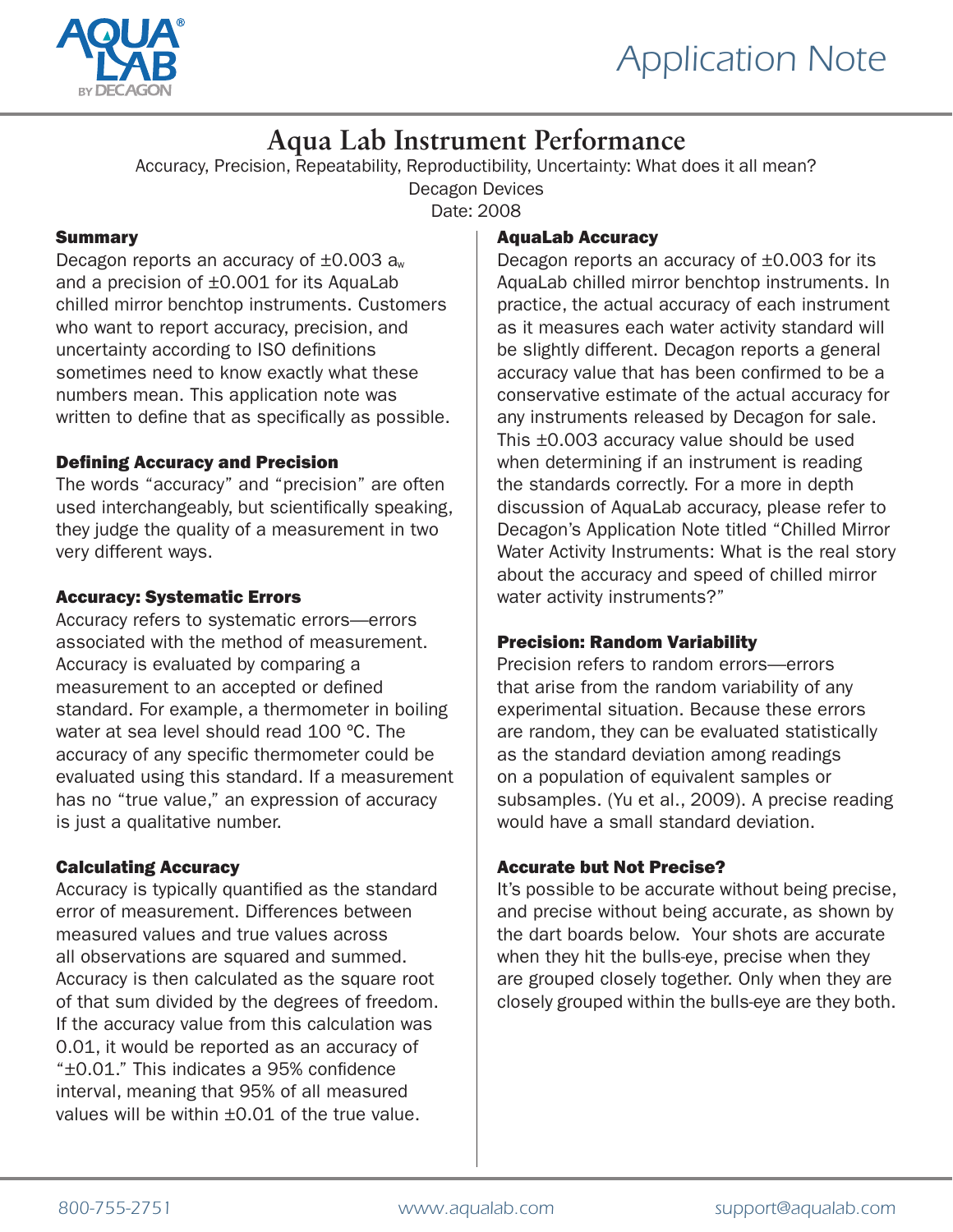# Aqua Lab Instrument Performance

Accuracy, Precision, Repeatability, Reproductibility, Uncertainty: What does it all mean?

Decagon Devices

Date: 2008

## Summary

Decagon reports an accuracy of ±0.003 $a_w$ and a precision of ±0.001 for its AquaLab chilled mirror benchtop instruments. Customers who want to report accuracy, precision, and uncertainty according to ISO definitions sometimes need to know exactly what these numbers mean. This application note was written to define that as specifically as possible.

## Defining Accuracy and Precision

The words "accuracy" and "precision" are often used interchangeably, but scientifically speaking, they judge the quality of a measurement in two very different ways.

## Accuracy: Systematic Errors

Accuracy refers to systematic errors—errors associated with the method of measurement. Accuracy is evaluated by comparing a measurement to an accepted or defined standard. For example, a thermometer in boiling water at sea level should read 100 °C. The accuracy of any specific thermometer could be evaluated using this standard. If a measurement has no "true value," an expression of accuracy is just a qualitative number.

## Calculating Accuracy

Accuracy is typically quantified as the standard error of measurement. Differences between measured values and true values across all observations are squared and summed. Accuracy is then calculated as the square root of that sum divided by the degrees of freedom. If the accuracy value from this calculation was 0.01, it would be reported as an accuracy of "±0.01." This indicates a 95% confidence interval, meaning that 95% of all measured values will be within ±0.01 of the true value.

## AquaLab Accuracy

Decagon reports an accuracy of ±0.003 for its AquaLab chilled mirror benchtop instruments. In practice, the actual accuracy of each instrument as it measures each water activity standard will be slightly different. Decagon reports a general accuracy value that has been confirmed to be a conservative estimate of the actual accuracy for any instruments released by Decagon for sale. This ±0.003 accuracy value should be used when determining if an instrument is reading the standards correctly. For a more in depth discussion of AquaLab accuracy, please refer to Decagon's Application Note titled "Chilled Mirror Water Activity Instruments: What is the real story about the accuracy and speed of chilled mirror water activity instruments?"

## Precision: Random Variability

Precision refers to random errors—errors that arise from the random variability of any experimental situation. Because these errors are random, they can be evaluated statistically as the standard deviation among readings on a population of equivalent samples or subsamples. (Yu et al., 2009). A precise reading would have a small standard deviation.

## Accurate but Not Precise?

It's possible to be accurate without being precise, and precise without being accurate, as shown by the dart boards below. Your shots are accurate when they hit the bulls-eye, precise when they are grouped closely together. Only when they are closely grouped within the bulls-eye are they both.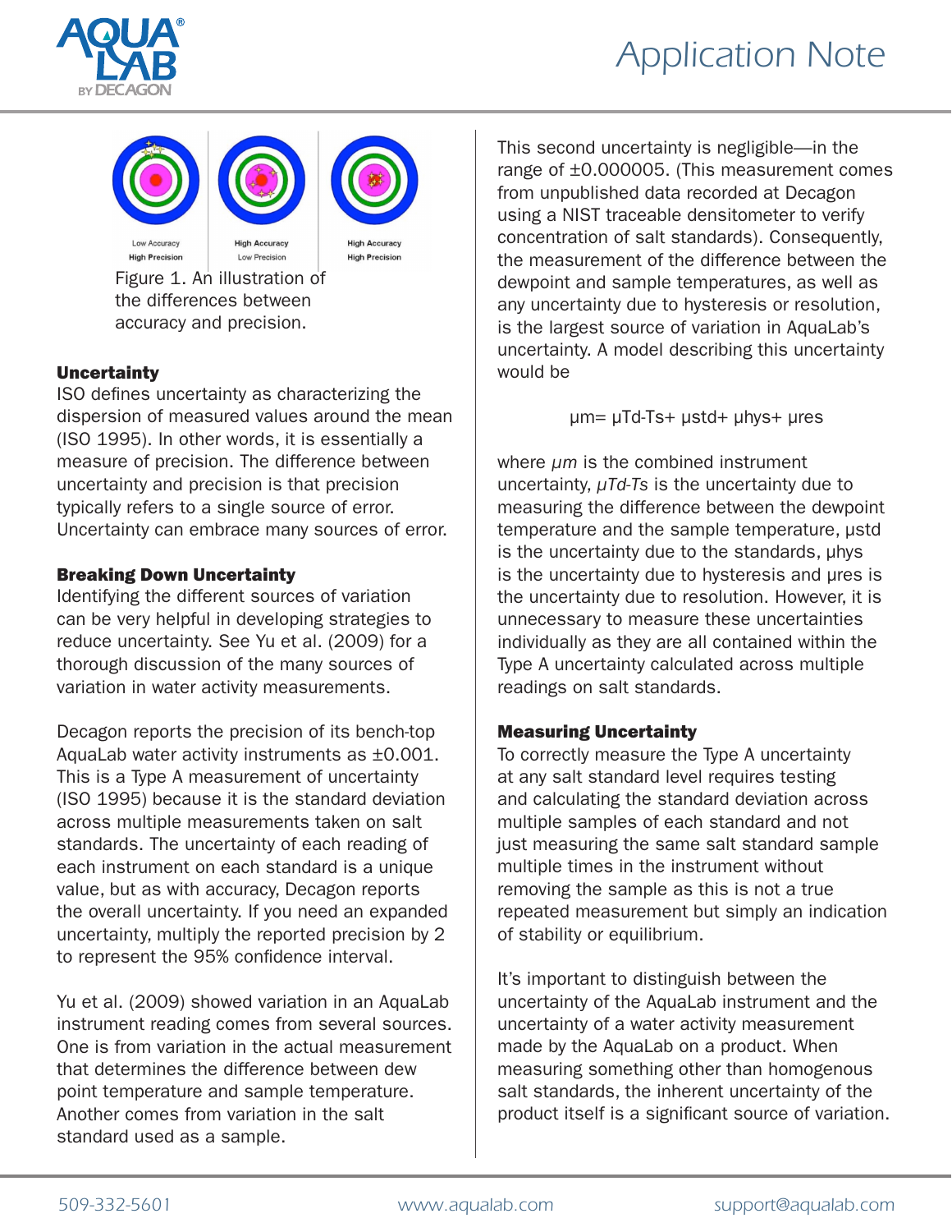Low Accuracy High Precision | High Accuracy Low Precision | High Accuracy High Precision

Figure 1. An illustration of the differences between accuracy and precision.

**Uncertainty**

ISO defines uncertainty as characterizing the dispersion of measured values around the mean (ISO 1995). In other words, it is essentially a measure of precision. The difference between uncertainty and precision is that precision typically refers to a single source of error. Uncertainty can embrace many sources of error.

**Breaking Down Uncertainty**

Identifying the different sources of variation can be very helpful in developing strategies to reduce uncertainty. See Yu et al. (2009) for a thorough discussion of the many sources of variation in water activity measurements.

Decagon reports the precision of its bench-top AquaLab water activity instruments as ±0.001. This is a Type A measurement of uncertainty (ISO 1995) because it is the standard deviation across multiple measurements taken on salt standards. The uncertainty of each reading of each instrument on each standard is a unique value, but as with accuracy, Decagon reports the overall uncertainty. If you need an expanded uncertainty, multiply the reported precision by 2 to represent the 95% confidence interval.

Yu et al. (2009) showed variation in an AquaLab instrument reading comes from several sources. One is from variation in the actual measurement that determines the difference between dew point temperature and sample temperature. Another comes from variation in the salt standard used as a sample.

This second uncertainty is negligible—in the range of ±0.000005. (This measurement comes from unpublished data recorded at Decagon using a NIST traceable densitometer to verify concentration of salt standards). Consequently, the measurement of the difference between the dewpoint and sample temperatures, as well as any uncertainty due to hysteresis or resolution, is the largest source of variation in AquaLab's uncertainty. A model describing this uncertainty would be

$$\mu m = \mu Td\text{-}Ts + \mu std + \mu hys + \mu res$$

where *µm* is the combined instrument uncertainty, *µTd-Ts* is the uncertainty due to measuring the difference between the dewpoint temperature and the sample temperature, µstd is the uncertainty due to the standards, µhys is the uncertainty due to hysteresis and µres is the uncertainty due to resolution. However, it is unnecessary to measure these uncertainties individually as they are all contained within the Type A uncertainty calculated across multiple readings on salt standards.

**Measuring Uncertainty**

To correctly measure the Type A uncertainty at any salt standard level requires testing and calculating the standard deviation across multiple samples of each standard and not just measuring the same salt standard sample multiple times in the instrument without removing the sample as this is not a true repeated measurement but simply an indication of stability or equilibrium.

It's important to distinguish between the uncertainty of the AquaLab instrument and the uncertainty of a water activity measurement made by the AquaLab on a product. When measuring something other than homogenous salt standards, the inherent uncertainty of the product itself is a significant source of variation.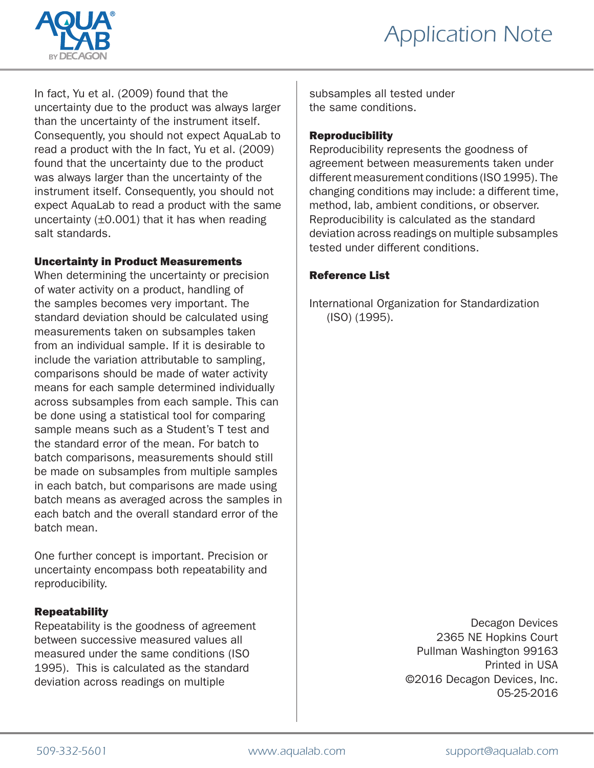In fact, Yu et al. (2009) found that the uncertainty due to the product was always larger than the uncertainty of the instrument itself. Consequently, you should not expect AquaLab to read a product with the In fact, Yu et al. (2009) found that the uncertainty due to the product was always larger than the uncertainty of the instrument itself. Consequently, you should not expect AquaLab to read a product with the same uncertainty (±0.001) that it has when reading salt standards.

### Uncertainty in Product Measurements

When determining the uncertainty or precision of water activity on a product, handling of the samples becomes very important. The standard deviation should be calculated using measurements taken on subsamples taken from an individual sample. If it is desirable to include the variation attributable to sampling, comparisons should be made of water activity means for each sample determined individually across subsamples from each sample. This can be done using a statistical tool for comparing sample means such as a Student's T test and the standard error of the mean. For batch to batch comparisons, measurements should still be made on subsamples from multiple samples in each batch, but comparisons are made using batch means as averaged across the samples in each batch and the overall standard error of the batch mean.

One further concept is important. Precision or uncertainty encompass both repeatability and reproducibility.

### Repeatability

Repeatability is the goodness of agreement between successive measured values all measured under the same conditions (ISO 1995). This is calculated as the standard deviation across readings on multiple subsamples all tested under the same conditions.

### Reproducibility

Reproducibility represents the goodness of agreement between measurements taken under different measurement conditions (ISO 1995). The changing conditions may include: a different time, method, lab, ambient conditions, or observer. Reproducibility is calculated as the standard deviation across readings on multiple subsamples tested under different conditions.

### Reference List

International Organization for Standardization (ISO) (1995).

Decagon Devices
2365 NE Hopkins Court
Pullman Washington 99163
Printed in USA
©2016 Decagon Devices, Inc.
05-25-2016